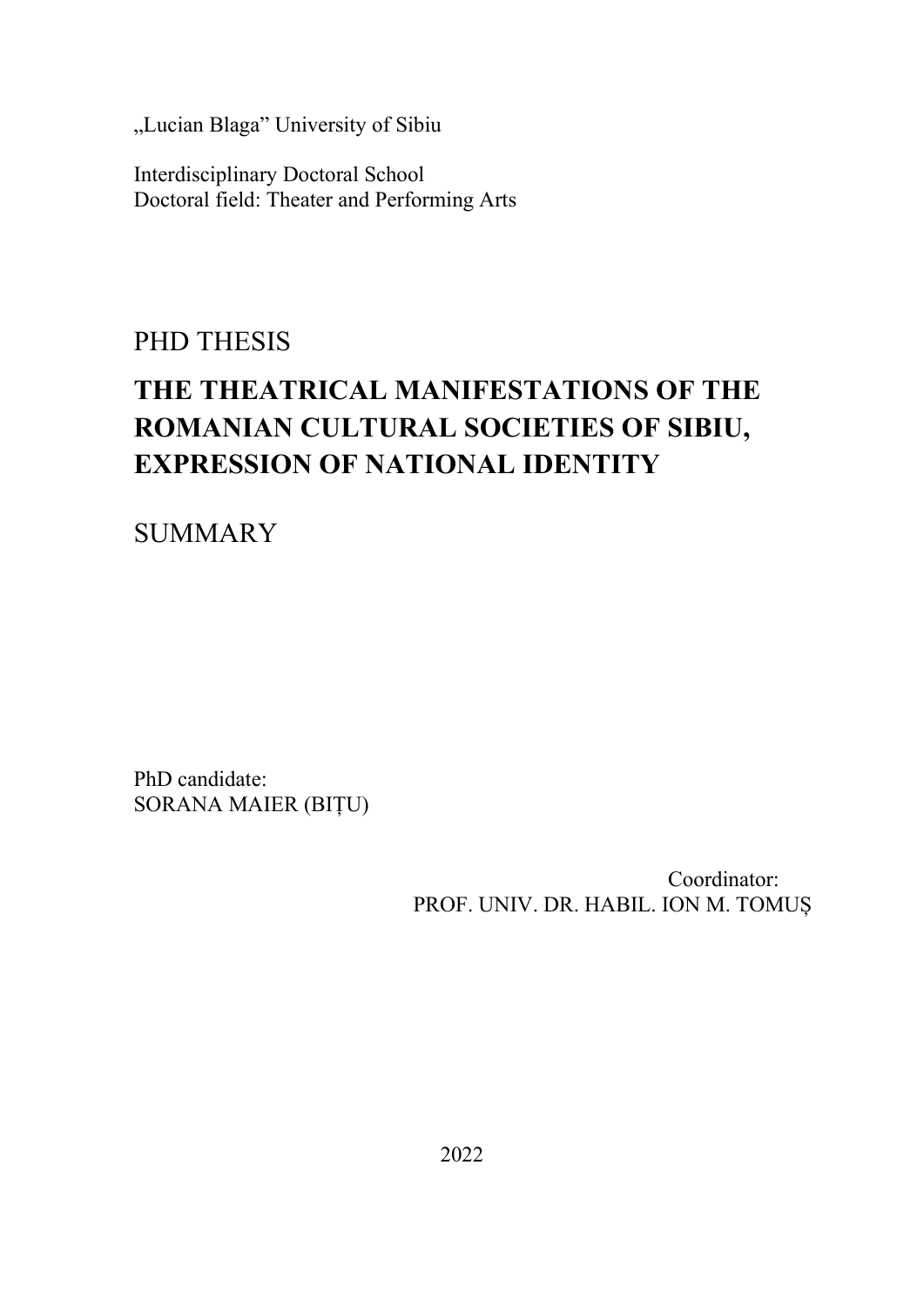„Lucian Blaga" University of Sibiu

Interdisciplinary Doctoral School
Doctoral field: Theater and Performing Arts

PHD THESIS

# THE THEATRICAL MANIFESTATIONS OF THE ROMANIAN CULTURAL SOCIETIES OF SIBIU, EXPRESSION OF NATIONAL IDENTITY

SUMMARY

PhD candidate:
SORANA MAIER (BIȚU)

Coordinator:
PROF. UNIV. DR. HABIL. ION M. TOMUȘ

2022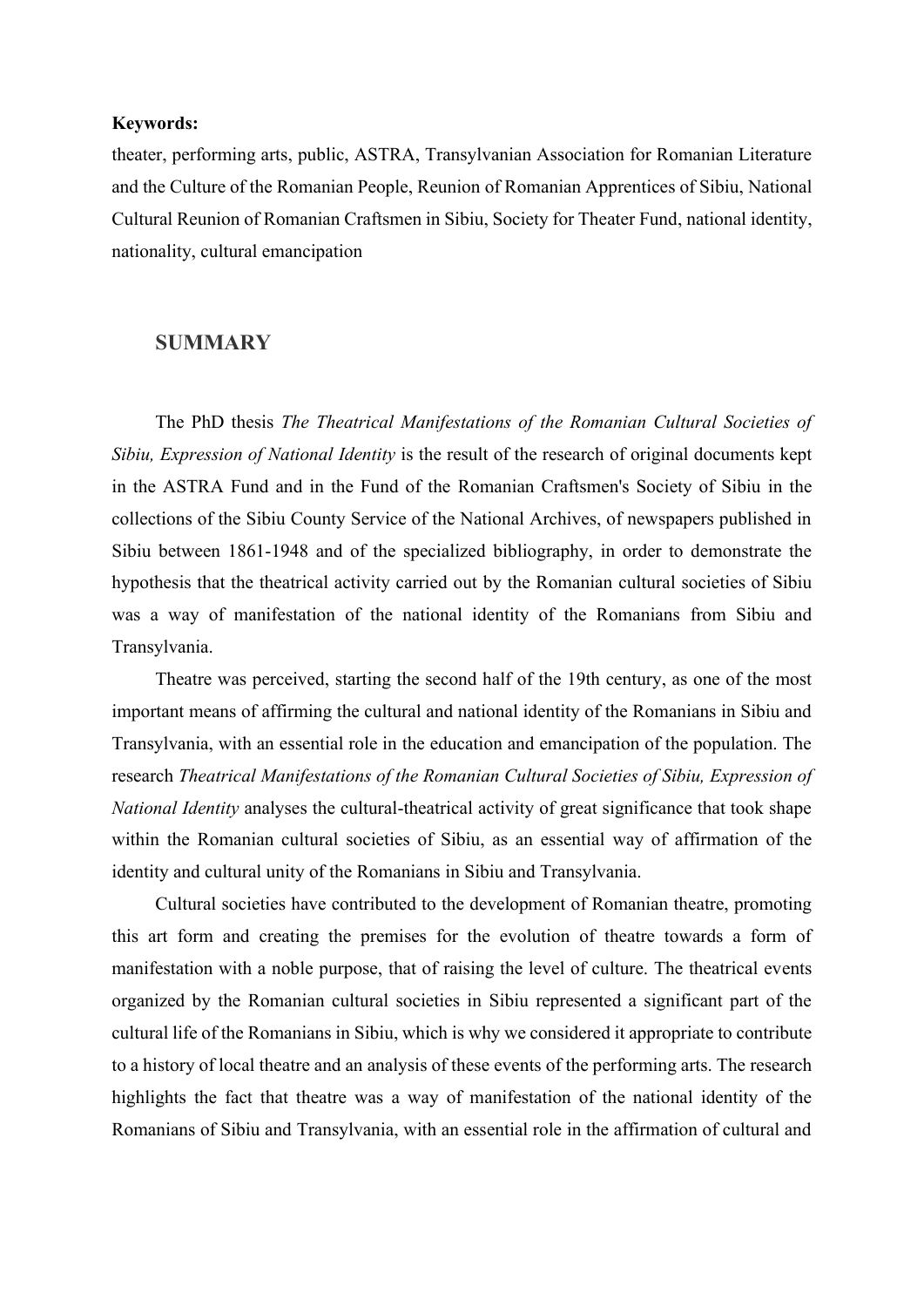**Keywords:**

theater, performing arts, public, ASTRA, Transylvanian Association for Romanian Literature and the Culture of the Romanian People, Reunion of Romanian Apprentices of Sibiu, National Cultural Reunion of Romanian Craftsmen in Sibiu, Society for Theater Fund, national identity, nationality, cultural emancipation

## SUMMARY

The PhD thesis *The Theatrical Manifestations of the Romanian Cultural Societies of Sibiu, Expression of National Identity* is the result of the research of original documents kept in the ASTRA Fund and in the Fund of the Romanian Craftsmen's Society of Sibiu in the collections of the Sibiu County Service of the National Archives, of newspapers published in Sibiu between 1861-1948 and of the specialized bibliography, in order to demonstrate the hypothesis that the theatrical activity carried out by the Romanian cultural societies of Sibiu was a way of manifestation of the national identity of the Romanians from Sibiu and Transylvania.

Theatre was perceived, starting the second half of the 19th century, as one of the most important means of affirming the cultural and national identity of the Romanians in Sibiu and Transylvania, with an essential role in the education and emancipation of the population. The research *Theatrical Manifestations of the Romanian Cultural Societies of Sibiu, Expression of National Identity* analyses the cultural-theatrical activity of great significance that took shape within the Romanian cultural societies of Sibiu, as an essential way of affirmation of the identity and cultural unity of the Romanians in Sibiu and Transylvania.

Cultural societies have contributed to the development of Romanian theatre, promoting this art form and creating the premises for the evolution of theatre towards a form of manifestation with a noble purpose, that of raising the level of culture. The theatrical events organized by the Romanian cultural societies in Sibiu represented a significant part of the cultural life of the Romanians in Sibiu, which is why we considered it appropriate to contribute to a history of local theatre and an analysis of these events of the performing arts. The research highlights the fact that theatre was a way of manifestation of the national identity of the Romanians of Sibiu and Transylvania, with an essential role in the affirmation of cultural and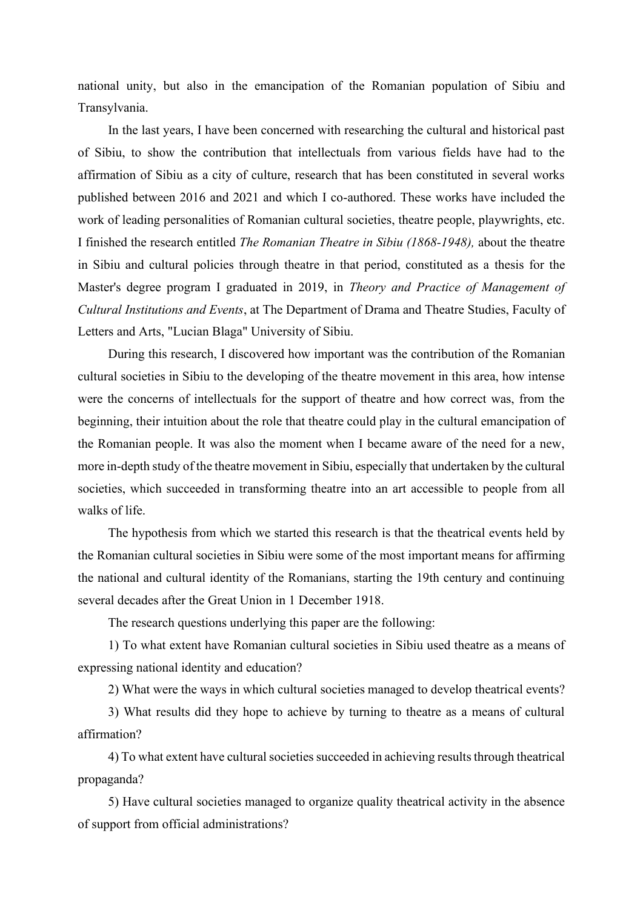national unity, but also in the emancipation of the Romanian population of Sibiu and Transylvania.

In the last years, I have been concerned with researching the cultural and historical past of Sibiu, to show the contribution that intellectuals from various fields have had to the affirmation of Sibiu as a city of culture, research that has been constituted in several works published between 2016 and 2021 and which I co-authored. These works have included the work of leading personalities of Romanian cultural societies, theatre people, playwrights, etc. I finished the research entitled *The Romanian Theatre in Sibiu (1868-1948),* about the theatre in Sibiu and cultural policies through theatre in that period, constituted as a thesis for the Master's degree program I graduated in 2019, in *Theory and Practice of Management of Cultural Institutions and Events*, at The Department of Drama and Theatre Studies, Faculty of Letters and Arts, "Lucian Blaga" University of Sibiu.

During this research, I discovered how important was the contribution of the Romanian cultural societies in Sibiu to the developing of the theatre movement in this area, how intense were the concerns of intellectuals for the support of theatre and how correct was, from the beginning, their intuition about the role that theatre could play in the cultural emancipation of the Romanian people. It was also the moment when I became aware of the need for a new, more in-depth study of the theatre movement in Sibiu, especially that undertaken by the cultural societies, which succeeded in transforming theatre into an art accessible to people from all walks of life.

The hypothesis from which we started this research is that the theatrical events held by the Romanian cultural societies in Sibiu were some of the most important means for affirming the national and cultural identity of the Romanians, starting the 19th century and continuing several decades after the Great Union in 1 December 1918.

The research questions underlying this paper are the following:

1) To what extent have Romanian cultural societies in Sibiu used theatre as a means of expressing national identity and education?

2) What were the ways in which cultural societies managed to develop theatrical events?

3) What results did they hope to achieve by turning to theatre as a means of cultural affirmation?

4) To what extent have cultural societies succeeded in achieving results through theatrical propaganda?

5) Have cultural societies managed to organize quality theatrical activity in the absence of support from official administrations?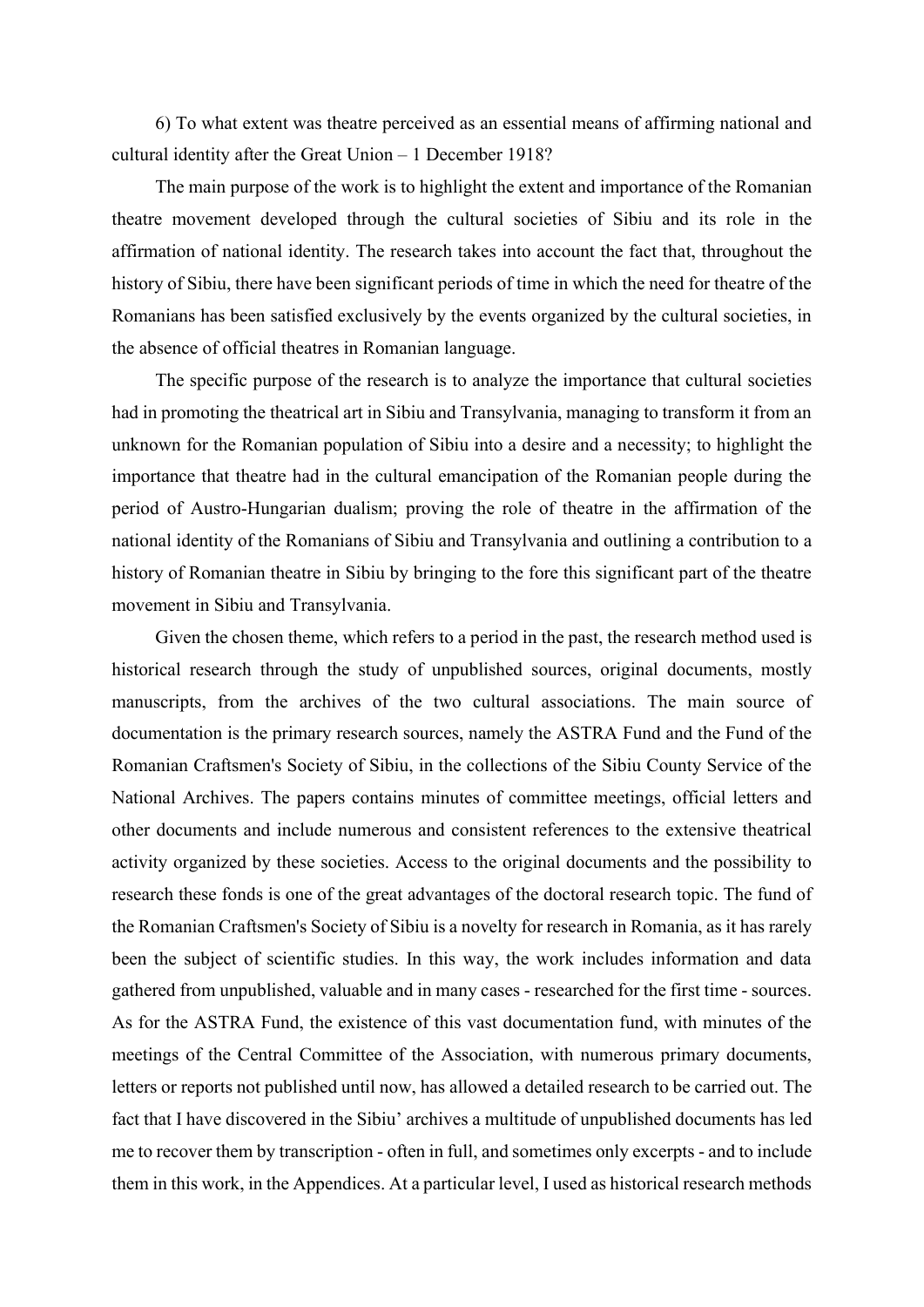6) To what extent was theatre perceived as an essential means of affirming national and cultural identity after the Great Union – 1 December 1918?

The main purpose of the work is to highlight the extent and importance of the Romanian theatre movement developed through the cultural societies of Sibiu and its role in the affirmation of national identity. The research takes into account the fact that, throughout the history of Sibiu, there have been significant periods of time in which the need for theatre of the Romanians has been satisfied exclusively by the events organized by the cultural societies, in the absence of official theatres in Romanian language.

The specific purpose of the research is to analyze the importance that cultural societies had in promoting the theatrical art in Sibiu and Transylvania, managing to transform it from an unknown for the Romanian population of Sibiu into a desire and a necessity; to highlight the importance that theatre had in the cultural emancipation of the Romanian people during the period of Austro-Hungarian dualism; proving the role of theatre in the affirmation of the national identity of the Romanians of Sibiu and Transylvania and outlining a contribution to a history of Romanian theatre in Sibiu by bringing to the fore this significant part of the theatre movement in Sibiu and Transylvania.

Given the chosen theme, which refers to a period in the past, the research method used is historical research through the study of unpublished sources, original documents, mostly manuscripts, from the archives of the two cultural associations. The main source of documentation is the primary research sources, namely the ASTRA Fund and the Fund of the Romanian Craftsmen's Society of Sibiu, in the collections of the Sibiu County Service of the National Archives. The papers contains minutes of committee meetings, official letters and other documents and include numerous and consistent references to the extensive theatrical activity organized by these societies. Access to the original documents and the possibility to research these fonds is one of the great advantages of the doctoral research topic. The fund of the Romanian Craftsmen's Society of Sibiu is a novelty for research in Romania, as it has rarely been the subject of scientific studies. In this way, the work includes information and data gathered from unpublished, valuable and in many cases - researched for the first time - sources. As for the ASTRA Fund, the existence of this vast documentation fund, with minutes of the meetings of the Central Committee of the Association, with numerous primary documents, letters or reports not published until now, has allowed a detailed research to be carried out. The fact that I have discovered in the Sibiu' archives a multitude of unpublished documents has led me to recover them by transcription - often in full, and sometimes only excerpts - and to include them in this work, in the Appendices. At a particular level, I used as historical research methods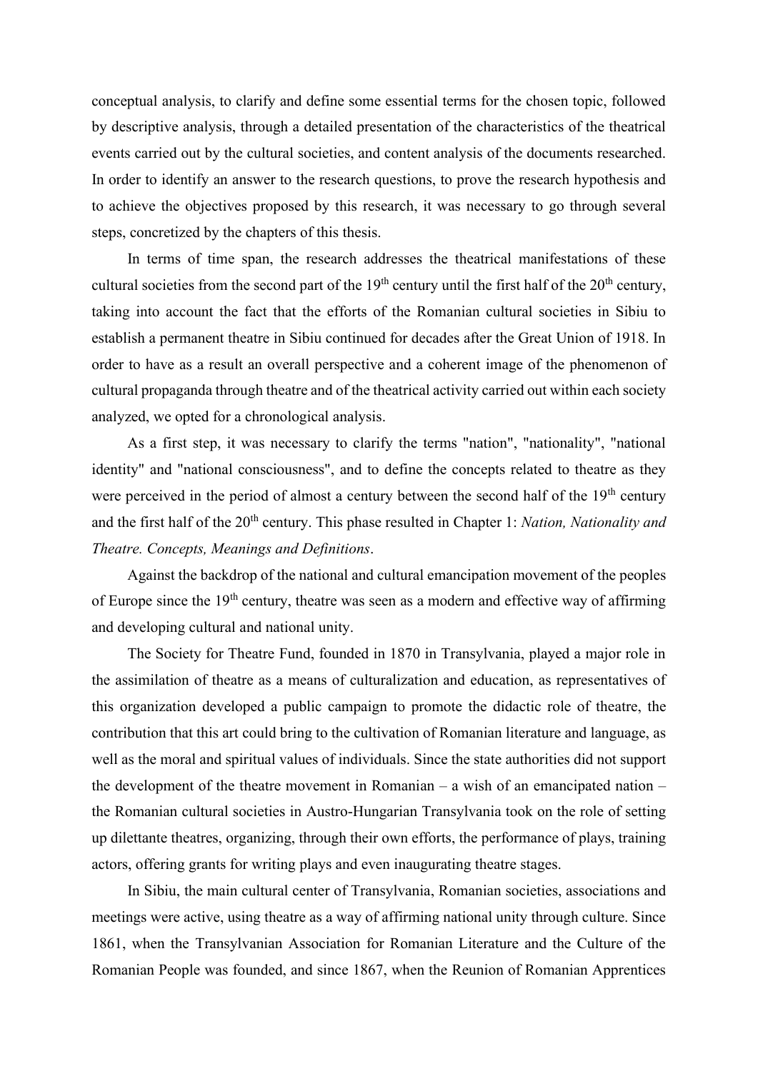conceptual analysis, to clarify and define some essential terms for the chosen topic, followed by descriptive analysis, through a detailed presentation of the characteristics of the theatrical events carried out by the cultural societies, and content analysis of the documents researched. In order to identify an answer to the research questions, to prove the research hypothesis and to achieve the objectives proposed by this research, it was necessary to go through several steps, concretized by the chapters of this thesis.

In terms of time span, the research addresses the theatrical manifestations of these cultural societies from the second part of the 19th century until the first half of the 20th century, taking into account the fact that the efforts of the Romanian cultural societies in Sibiu to establish a permanent theatre in Sibiu continued for decades after the Great Union of 1918. In order to have as a result an overall perspective and a coherent image of the phenomenon of cultural propaganda through theatre and of the theatrical activity carried out within each society analyzed, we opted for a chronological analysis.

As a first step, it was necessary to clarify the terms "nation", "nationality", "national identity" and "national consciousness", and to define the concepts related to theatre as they were perceived in the period of almost a century between the second half of the 19th century and the first half of the 20th century. This phase resulted in Chapter 1: *Nation, Nationality and Theatre. Concepts, Meanings and Definitions*.

Against the backdrop of the national and cultural emancipation movement of the peoples of Europe since the 19th century, theatre was seen as a modern and effective way of affirming and developing cultural and national unity.

The Society for Theatre Fund, founded in 1870 in Transylvania, played a major role in the assimilation of theatre as a means of culturalization and education, as representatives of this organization developed a public campaign to promote the didactic role of theatre, the contribution that this art could bring to the cultivation of Romanian literature and language, as well as the moral and spiritual values of individuals. Since the state authorities did not support the development of the theatre movement in Romanian – a wish of an emancipated nation – the Romanian cultural societies in Austro-Hungarian Transylvania took on the role of setting up dilettante theatres, organizing, through their own efforts, the performance of plays, training actors, offering grants for writing plays and even inaugurating theatre stages.

In Sibiu, the main cultural center of Transylvania, Romanian societies, associations and meetings were active, using theatre as a way of affirming national unity through culture. Since 1861, when the Transylvanian Association for Romanian Literature and the Culture of the Romanian People was founded, and since 1867, when the Reunion of Romanian Apprentices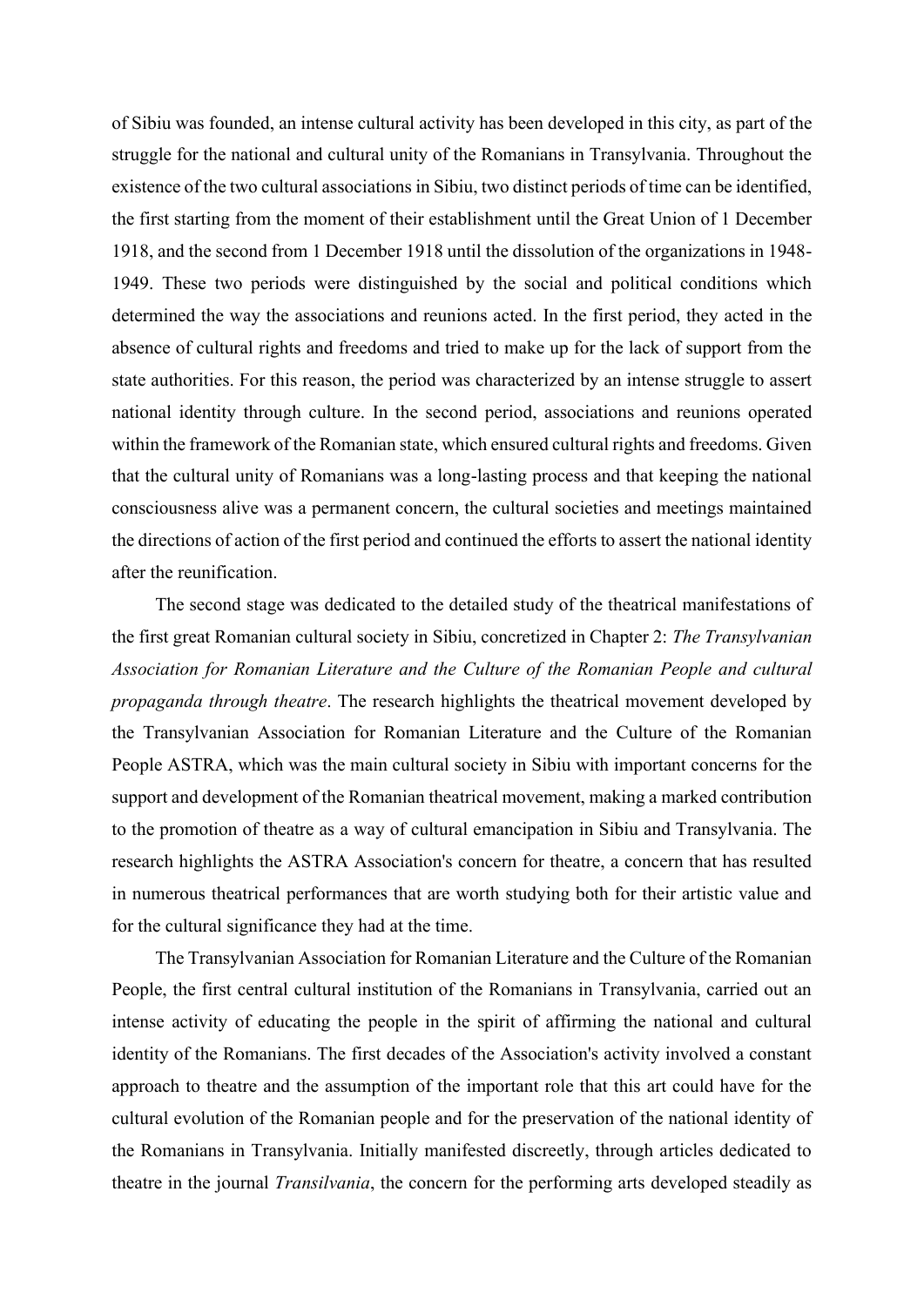of Sibiu was founded, an intense cultural activity has been developed in this city, as part of the struggle for the national and cultural unity of the Romanians in Transylvania. Throughout the existence of the two cultural associations in Sibiu, two distinct periods of time can be identified, the first starting from the moment of their establishment until the Great Union of 1 December 1918, and the second from 1 December 1918 until the dissolution of the organizations in 1948-1949. These two periods were distinguished by the social and political conditions which determined the way the associations and reunions acted. In the first period, they acted in the absence of cultural rights and freedoms and tried to make up for the lack of support from the state authorities. For this reason, the period was characterized by an intense struggle to assert national identity through culture. In the second period, associations and reunions operated within the framework of the Romanian state, which ensured cultural rights and freedoms. Given that the cultural unity of Romanians was a long-lasting process and that keeping the national consciousness alive was a permanent concern, the cultural societies and meetings maintained the directions of action of the first period and continued the efforts to assert the national identity after the reunification.

The second stage was dedicated to the detailed study of the theatrical manifestations of the first great Romanian cultural society in Sibiu, concretized in Chapter 2: *The Transylvanian Association for Romanian Literature and the Culture of the Romanian People and cultural propaganda through theatre*. The research highlights the theatrical movement developed by the Transylvanian Association for Romanian Literature and the Culture of the Romanian People ASTRA, which was the main cultural society in Sibiu with important concerns for the support and development of the Romanian theatrical movement, making a marked contribution to the promotion of theatre as a way of cultural emancipation in Sibiu and Transylvania. The research highlights the ASTRA Association's concern for theatre, a concern that has resulted in numerous theatrical performances that are worth studying both for their artistic value and for the cultural significance they had at the time.

The Transylvanian Association for Romanian Literature and the Culture of the Romanian People, the first central cultural institution of the Romanians in Transylvania, carried out an intense activity of educating the people in the spirit of affirming the national and cultural identity of the Romanians. The first decades of the Association's activity involved a constant approach to theatre and the assumption of the important role that this art could have for the cultural evolution of the Romanian people and for the preservation of the national identity of the Romanians in Transylvania. Initially manifested discreetly, through articles dedicated to theatre in the journal *Transilvania*, the concern for the performing arts developed steadily as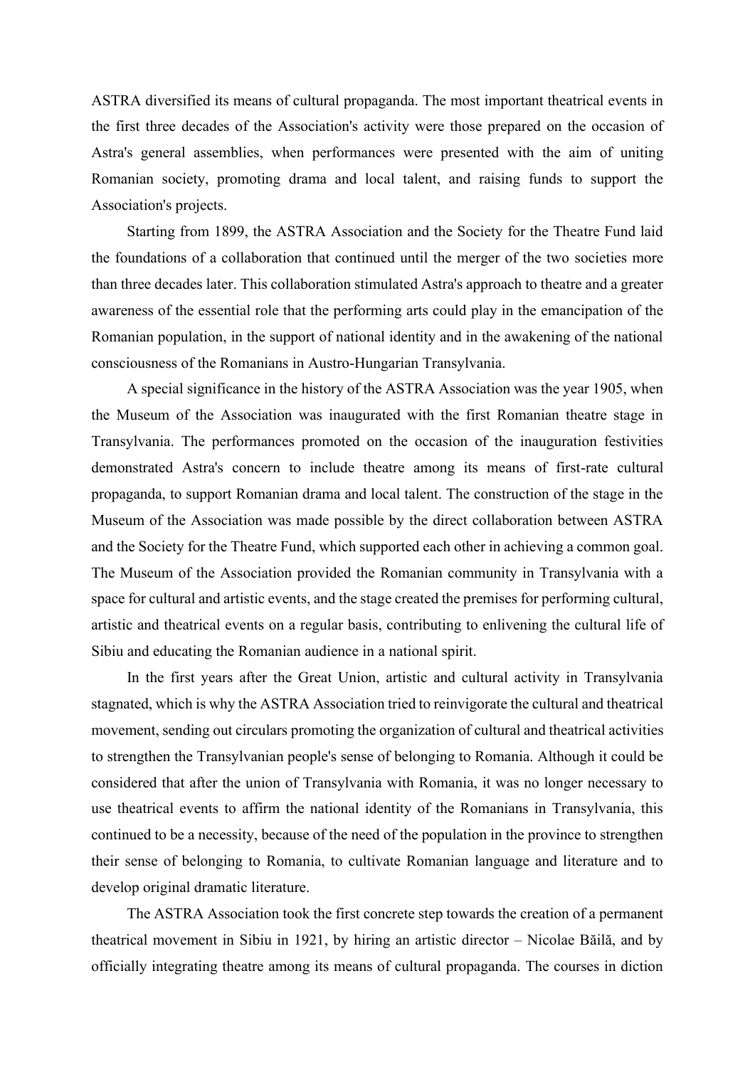ASTRA diversified its means of cultural propaganda. The most important theatrical events in the first three decades of the Association's activity were those prepared on the occasion of Astra's general assemblies, when performances were presented with the aim of uniting Romanian society, promoting drama and local talent, and raising funds to support the Association's projects.

Starting from 1899, the ASTRA Association and the Society for the Theatre Fund laid the foundations of a collaboration that continued until the merger of the two societies more than three decades later. This collaboration stimulated Astra's approach to theatre and a greater awareness of the essential role that the performing arts could play in the emancipation of the Romanian population, in the support of national identity and in the awakening of the national consciousness of the Romanians in Austro-Hungarian Transylvania.

A special significance in the history of the ASTRA Association was the year 1905, when the Museum of the Association was inaugurated with the first Romanian theatre stage in Transylvania. The performances promoted on the occasion of the inauguration festivities demonstrated Astra's concern to include theatre among its means of first-rate cultural propaganda, to support Romanian drama and local talent. The construction of the stage in the Museum of the Association was made possible by the direct collaboration between ASTRA and the Society for the Theatre Fund, which supported each other in achieving a common goal. The Museum of the Association provided the Romanian community in Transylvania with a space for cultural and artistic events, and the stage created the premises for performing cultural, artistic and theatrical events on a regular basis, contributing to enlivening the cultural life of Sibiu and educating the Romanian audience in a national spirit.

In the first years after the Great Union, artistic and cultural activity in Transylvania stagnated, which is why the ASTRA Association tried to reinvigorate the cultural and theatrical movement, sending out circulars promoting the organization of cultural and theatrical activities to strengthen the Transylvanian people's sense of belonging to Romania. Although it could be considered that after the union of Transylvania with Romania, it was no longer necessary to use theatrical events to affirm the national identity of the Romanians in Transylvania, this continued to be a necessity, because of the need of the population in the province to strengthen their sense of belonging to Romania, to cultivate Romanian language and literature and to develop original dramatic literature.

The ASTRA Association took the first concrete step towards the creation of a permanent theatrical movement in Sibiu in 1921, by hiring an artistic director – Nicolae Băilă, and by officially integrating theatre among its means of cultural propaganda. The courses in diction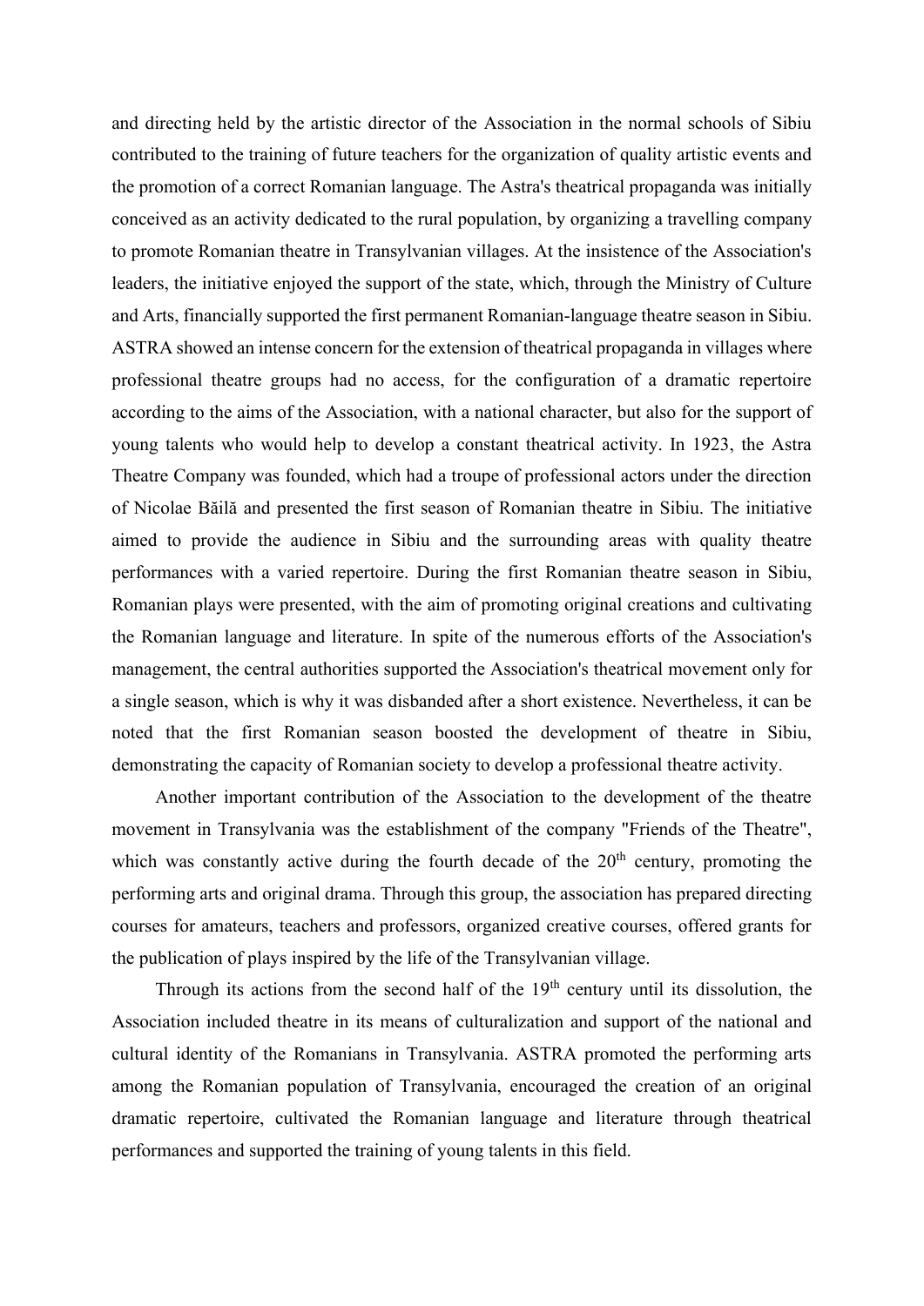and directing held by the artistic director of the Association in the normal schools of Sibiu contributed to the training of future teachers for the organization of quality artistic events and the promotion of a correct Romanian language. The Astra's theatrical propaganda was initially conceived as an activity dedicated to the rural population, by organizing a travelling company to promote Romanian theatre in Transylvanian villages. At the insistence of the Association's leaders, the initiative enjoyed the support of the state, which, through the Ministry of Culture and Arts, financially supported the first permanent Romanian-language theatre season in Sibiu. ASTRA showed an intense concern for the extension of theatrical propaganda in villages where professional theatre groups had no access, for the configuration of a dramatic repertoire according to the aims of the Association, with a national character, but also for the support of young talents who would help to develop a constant theatrical activity. In 1923, the Astra Theatre Company was founded, which had a troupe of professional actors under the direction of Nicolae Băilă and presented the first season of Romanian theatre in Sibiu. The initiative aimed to provide the audience in Sibiu and the surrounding areas with quality theatre performances with a varied repertoire. During the first Romanian theatre season in Sibiu, Romanian plays were presented, with the aim of promoting original creations and cultivating the Romanian language and literature. In spite of the numerous efforts of the Association's management, the central authorities supported the Association's theatrical movement only for a single season, which is why it was disbanded after a short existence. Nevertheless, it can be noted that the first Romanian season boosted the development of theatre in Sibiu, demonstrating the capacity of Romanian society to develop a professional theatre activity.

Another important contribution of the Association to the development of the theatre movement in Transylvania was the establishment of the company "Friends of the Theatre", which was constantly active during the fourth decade of the 20th century, promoting the performing arts and original drama. Through this group, the association has prepared directing courses for amateurs, teachers and professors, organized creative courses, offered grants for the publication of plays inspired by the life of the Transylvanian village.

Through its actions from the second half of the 19th century until its dissolution, the Association included theatre in its means of culturalization and support of the national and cultural identity of the Romanians in Transylvania. ASTRA promoted the performing arts among the Romanian population of Transylvania, encouraged the creation of an original dramatic repertoire, cultivated the Romanian language and literature through theatrical performances and supported the training of young talents in this field.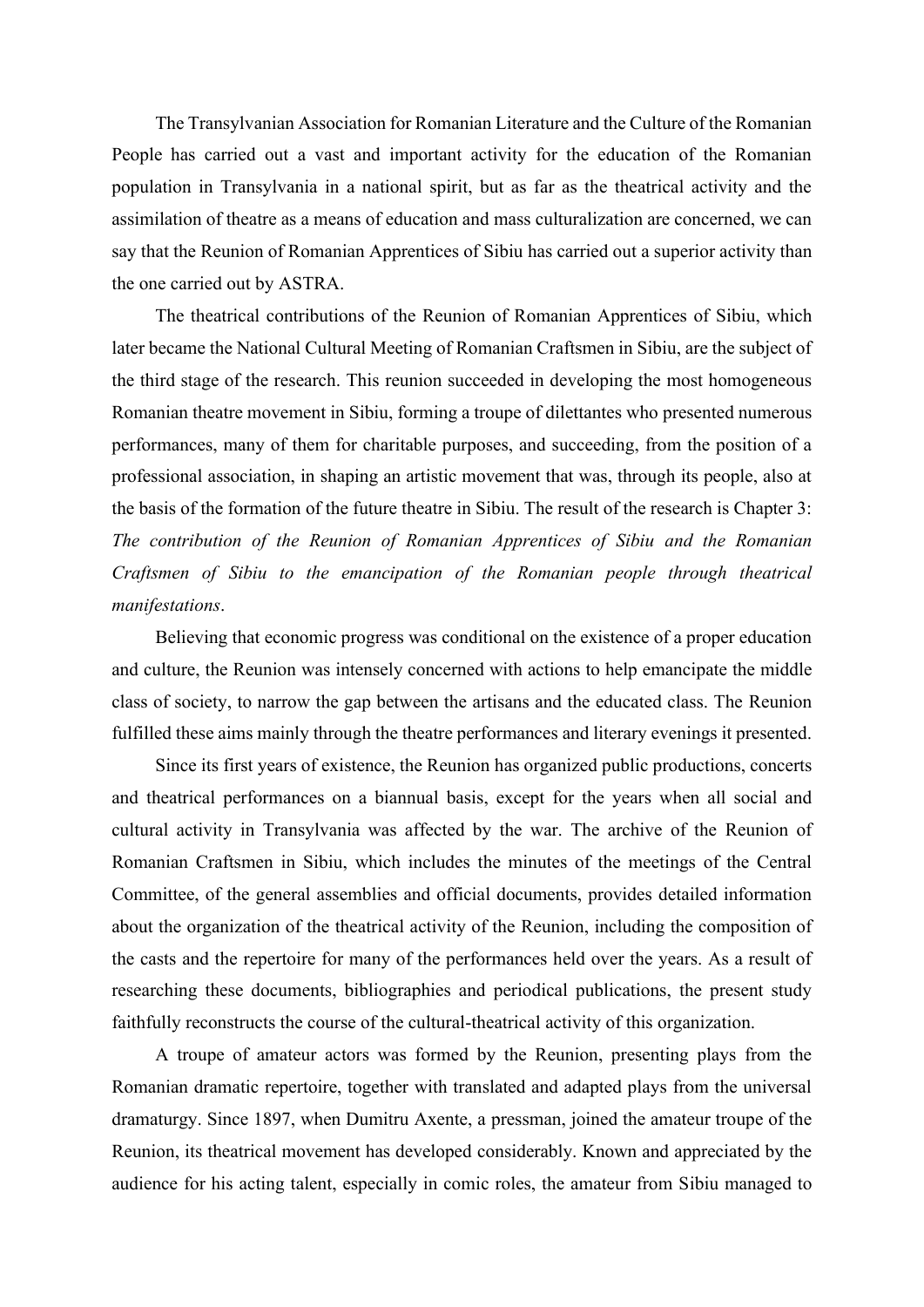The Transylvanian Association for Romanian Literature and the Culture of the Romanian People has carried out a vast and important activity for the education of the Romanian population in Transylvania in a national spirit, but as far as the theatrical activity and the assimilation of theatre as a means of education and mass culturalization are concerned, we can say that the Reunion of Romanian Apprentices of Sibiu has carried out a superior activity than the one carried out by ASTRA.

The theatrical contributions of the Reunion of Romanian Apprentices of Sibiu, which later became the National Cultural Meeting of Romanian Craftsmen in Sibiu, are the subject of the third stage of the research. This reunion succeeded in developing the most homogeneous Romanian theatre movement in Sibiu, forming a troupe of dilettantes who presented numerous performances, many of them for charitable purposes, and succeeding, from the position of a professional association, in shaping an artistic movement that was, through its people, also at the basis of the formation of the future theatre in Sibiu. The result of the research is Chapter 3: *The contribution of the Reunion of Romanian Apprentices of Sibiu and the Romanian Craftsmen of Sibiu to the emancipation of the Romanian people through theatrical manifestations*.

Believing that economic progress was conditional on the existence of a proper education and culture, the Reunion was intensely concerned with actions to help emancipate the middle class of society, to narrow the gap between the artisans and the educated class. The Reunion fulfilled these aims mainly through the theatre performances and literary evenings it presented.

Since its first years of existence, the Reunion has organized public productions, concerts and theatrical performances on a biannual basis, except for the years when all social and cultural activity in Transylvania was affected by the war. The archive of the Reunion of Romanian Craftsmen in Sibiu, which includes the minutes of the meetings of the Central Committee, of the general assemblies and official documents, provides detailed information about the organization of the theatrical activity of the Reunion, including the composition of the casts and the repertoire for many of the performances held over the years. As a result of researching these documents, bibliographies and periodical publications, the present study faithfully reconstructs the course of the cultural-theatrical activity of this organization.

A troupe of amateur actors was formed by the Reunion, presenting plays from the Romanian dramatic repertoire, together with translated and adapted plays from the universal dramaturgy. Since 1897, when Dumitru Axente, a pressman, joined the amateur troupe of the Reunion, its theatrical movement has developed considerably. Known and appreciated by the audience for his acting talent, especially in comic roles, the amateur from Sibiu managed to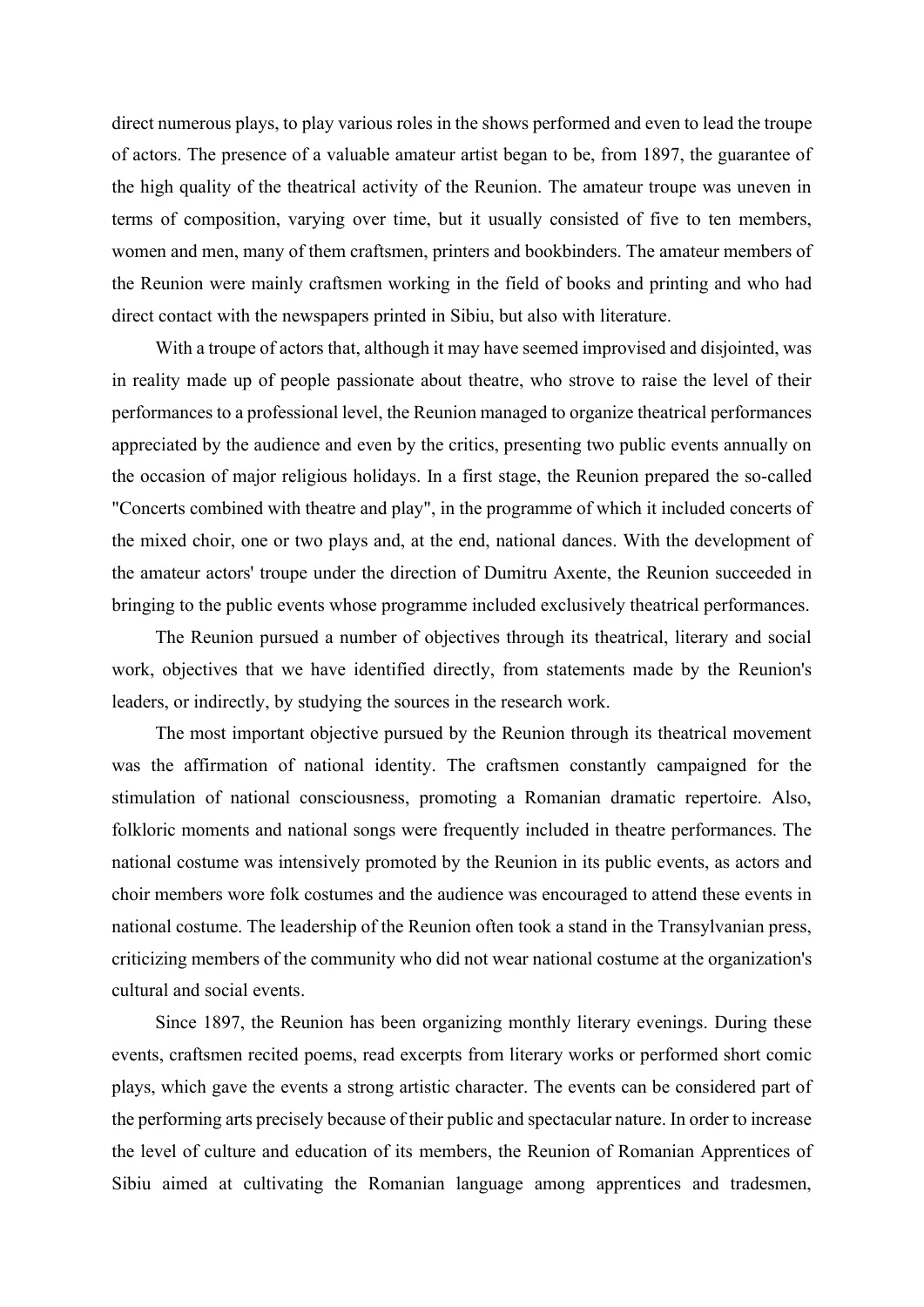direct numerous plays, to play various roles in the shows performed and even to lead the troupe of actors. The presence of a valuable amateur artist began to be, from 1897, the guarantee of the high quality of the theatrical activity of the Reunion. The amateur troupe was uneven in terms of composition, varying over time, but it usually consisted of five to ten members, women and men, many of them craftsmen, printers and bookbinders. The amateur members of the Reunion were mainly craftsmen working in the field of books and printing and who had direct contact with the newspapers printed in Sibiu, but also with literature.

With a troupe of actors that, although it may have seemed improvised and disjointed, was in reality made up of people passionate about theatre, who strove to raise the level of their performances to a professional level, the Reunion managed to organize theatrical performances appreciated by the audience and even by the critics, presenting two public events annually on the occasion of major religious holidays. In a first stage, the Reunion prepared the so-called "Concerts combined with theatre and play", in the programme of which it included concerts of the mixed choir, one or two plays and, at the end, national dances. With the development of the amateur actors' troupe under the direction of Dumitru Axente, the Reunion succeeded in bringing to the public events whose programme included exclusively theatrical performances.

The Reunion pursued a number of objectives through its theatrical, literary and social work, objectives that we have identified directly, from statements made by the Reunion's leaders, or indirectly, by studying the sources in the research work.

The most important objective pursued by the Reunion through its theatrical movement was the affirmation of national identity. The craftsmen constantly campaigned for the stimulation of national consciousness, promoting a Romanian dramatic repertoire. Also, folkloric moments and national songs were frequently included in theatre performances. The national costume was intensively promoted by the Reunion in its public events, as actors and choir members wore folk costumes and the audience was encouraged to attend these events in national costume. The leadership of the Reunion often took a stand in the Transylvanian press, criticizing members of the community who did not wear national costume at the organization's cultural and social events.

Since 1897, the Reunion has been organizing monthly literary evenings. During these events, craftsmen recited poems, read excerpts from literary works or performed short comic plays, which gave the events a strong artistic character. The events can be considered part of the performing arts precisely because of their public and spectacular nature. In order to increase the level of culture and education of its members, the Reunion of Romanian Apprentices of Sibiu aimed at cultivating the Romanian language among apprentices and tradesmen,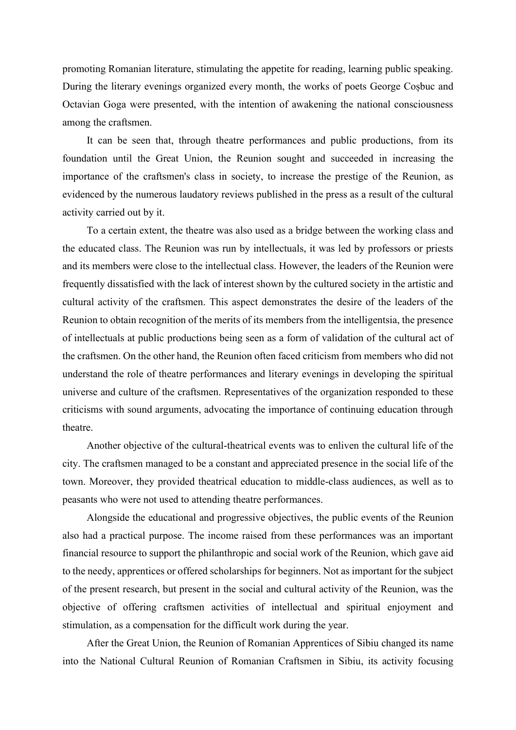promoting Romanian literature, stimulating the appetite for reading, learning public speaking. During the literary evenings organized every month, the works of poets George Coșbuc and Octavian Goga were presented, with the intention of awakening the national consciousness among the craftsmen.

It can be seen that, through theatre performances and public productions, from its foundation until the Great Union, the Reunion sought and succeeded in increasing the importance of the craftsmen's class in society, to increase the prestige of the Reunion, as evidenced by the numerous laudatory reviews published in the press as a result of the cultural activity carried out by it.

To a certain extent, the theatre was also used as a bridge between the working class and the educated class. The Reunion was run by intellectuals, it was led by professors or priests and its members were close to the intellectual class. However, the leaders of the Reunion were frequently dissatisfied with the lack of interest shown by the cultured society in the artistic and cultural activity of the craftsmen. This aspect demonstrates the desire of the leaders of the Reunion to obtain recognition of the merits of its members from the intelligentsia, the presence of intellectuals at public productions being seen as a form of validation of the cultural act of the craftsmen. On the other hand, the Reunion often faced criticism from members who did not understand the role of theatre performances and literary evenings in developing the spiritual universe and culture of the craftsmen. Representatives of the organization responded to these criticisms with sound arguments, advocating the importance of continuing education through theatre.

Another objective of the cultural-theatrical events was to enliven the cultural life of the city. The craftsmen managed to be a constant and appreciated presence in the social life of the town. Moreover, they provided theatrical education to middle-class audiences, as well as to peasants who were not used to attending theatre performances.

Alongside the educational and progressive objectives, the public events of the Reunion also had a practical purpose. The income raised from these performances was an important financial resource to support the philanthropic and social work of the Reunion, which gave aid to the needy, apprentices or offered scholarships for beginners. Not as important for the subject of the present research, but present in the social and cultural activity of the Reunion, was the objective of offering craftsmen activities of intellectual and spiritual enjoyment and stimulation, as a compensation for the difficult work during the year.

After the Great Union, the Reunion of Romanian Apprentices of Sibiu changed its name into the National Cultural Reunion of Romanian Craftsmen in Sibiu, its activity focusing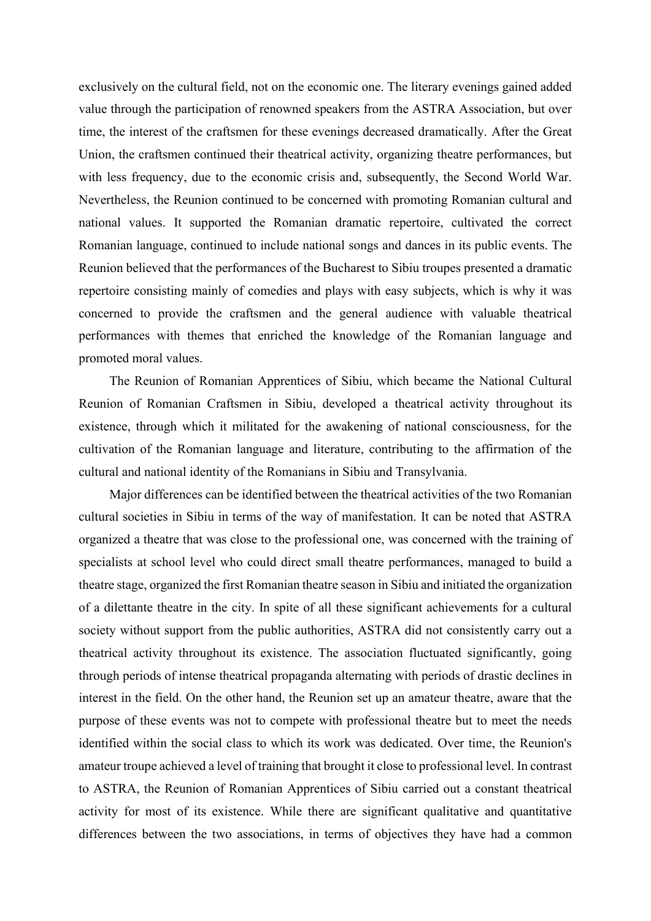exclusively on the cultural field, not on the economic one. The literary evenings gained added value through the participation of renowned speakers from the ASTRA Association, but over time, the interest of the craftsmen for these evenings decreased dramatically. After the Great Union, the craftsmen continued their theatrical activity, organizing theatre performances, but with less frequency, due to the economic crisis and, subsequently, the Second World War. Nevertheless, the Reunion continued to be concerned with promoting Romanian cultural and national values. It supported the Romanian dramatic repertoire, cultivated the correct Romanian language, continued to include national songs and dances in its public events. The Reunion believed that the performances of the Bucharest to Sibiu troupes presented a dramatic repertoire consisting mainly of comedies and plays with easy subjects, which is why it was concerned to provide the craftsmen and the general audience with valuable theatrical performances with themes that enriched the knowledge of the Romanian language and promoted moral values.

The Reunion of Romanian Apprentices of Sibiu, which became the National Cultural Reunion of Romanian Craftsmen in Sibiu, developed a theatrical activity throughout its existence, through which it militated for the awakening of national consciousness, for the cultivation of the Romanian language and literature, contributing to the affirmation of the cultural and national identity of the Romanians in Sibiu and Transylvania.

Major differences can be identified between the theatrical activities of the two Romanian cultural societies in Sibiu in terms of the way of manifestation. It can be noted that ASTRA organized a theatre that was close to the professional one, was concerned with the training of specialists at school level who could direct small theatre performances, managed to build a theatre stage, organized the first Romanian theatre season in Sibiu and initiated the organization of a dilettante theatre in the city. In spite of all these significant achievements for a cultural society without support from the public authorities, ASTRA did not consistently carry out a theatrical activity throughout its existence. The association fluctuated significantly, going through periods of intense theatrical propaganda alternating with periods of drastic declines in interest in the field. On the other hand, the Reunion set up an amateur theatre, aware that the purpose of these events was not to compete with professional theatre but to meet the needs identified within the social class to which its work was dedicated. Over time, the Reunion's amateur troupe achieved a level of training that brought it close to professional level. In contrast to ASTRA, the Reunion of Romanian Apprentices of Sibiu carried out a constant theatrical activity for most of its existence. While there are significant qualitative and quantitative differences between the two associations, in terms of objectives they have had a common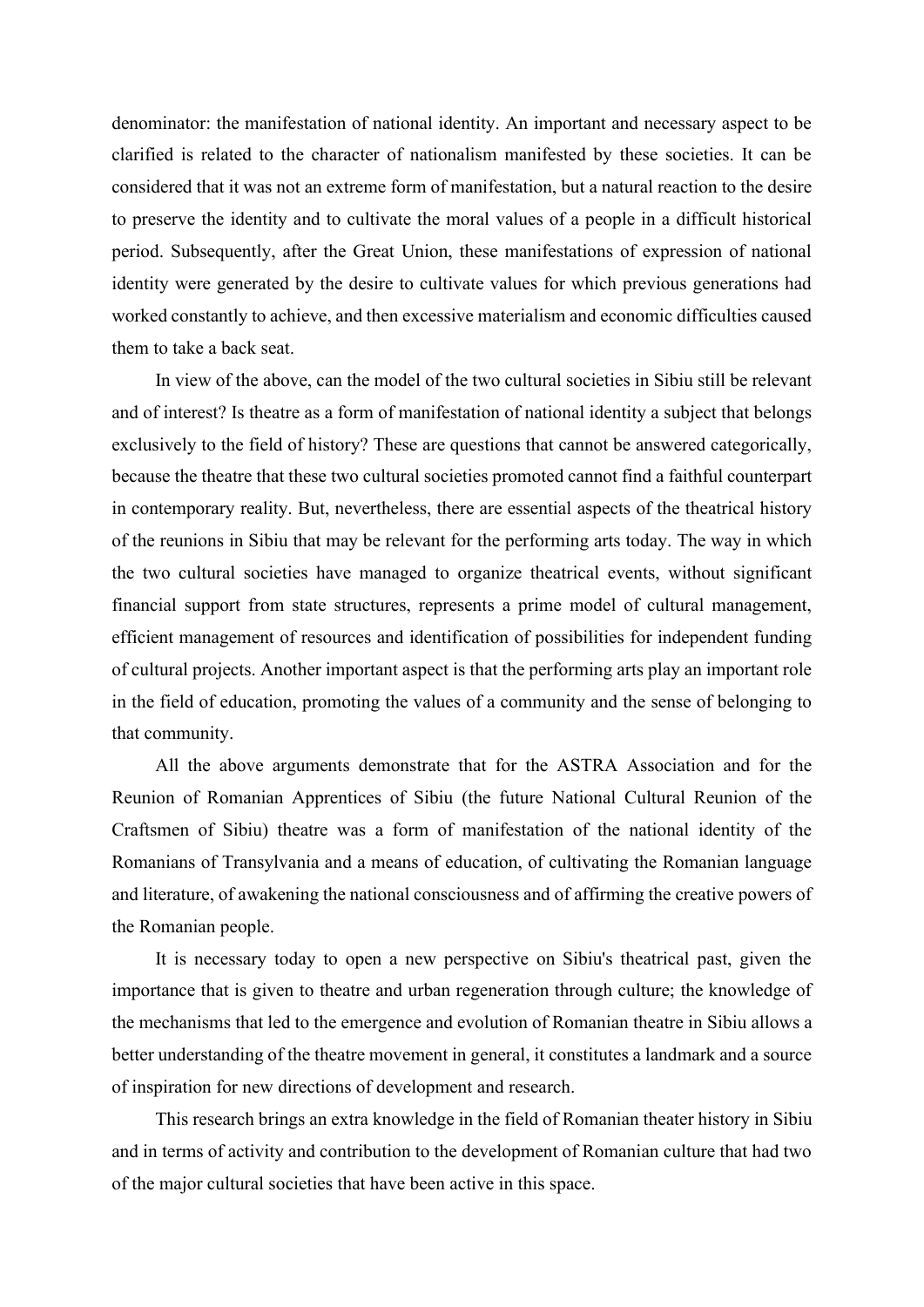denominator: the manifestation of national identity. An important and necessary aspect to be clarified is related to the character of nationalism manifested by these societies. It can be considered that it was not an extreme form of manifestation, but a natural reaction to the desire to preserve the identity and to cultivate the moral values of a people in a difficult historical period. Subsequently, after the Great Union, these manifestations of expression of national identity were generated by the desire to cultivate values for which previous generations had worked constantly to achieve, and then excessive materialism and economic difficulties caused them to take a back seat.

In view of the above, can the model of the two cultural societies in Sibiu still be relevant and of interest? Is theatre as a form of manifestation of national identity a subject that belongs exclusively to the field of history? These are questions that cannot be answered categorically, because the theatre that these two cultural societies promoted cannot find a faithful counterpart in contemporary reality. But, nevertheless, there are essential aspects of the theatrical history of the reunions in Sibiu that may be relevant for the performing arts today. The way in which the two cultural societies have managed to organize theatrical events, without significant financial support from state structures, represents a prime model of cultural management, efficient management of resources and identification of possibilities for independent funding of cultural projects. Another important aspect is that the performing arts play an important role in the field of education, promoting the values of a community and the sense of belonging to that community.

All the above arguments demonstrate that for the ASTRA Association and for the Reunion of Romanian Apprentices of Sibiu (the future National Cultural Reunion of the Craftsmen of Sibiu) theatre was a form of manifestation of the national identity of the Romanians of Transylvania and a means of education, of cultivating the Romanian language and literature, of awakening the national consciousness and of affirming the creative powers of the Romanian people.

It is necessary today to open a new perspective on Sibiu's theatrical past, given the importance that is given to theatre and urban regeneration through culture; the knowledge of the mechanisms that led to the emergence and evolution of Romanian theatre in Sibiu allows a better understanding of the theatre movement in general, it constitutes a landmark and a source of inspiration for new directions of development and research.

This research brings an extra knowledge in the field of Romanian theater history in Sibiu and in terms of activity and contribution to the development of Romanian culture that had two of the major cultural societies that have been active in this space.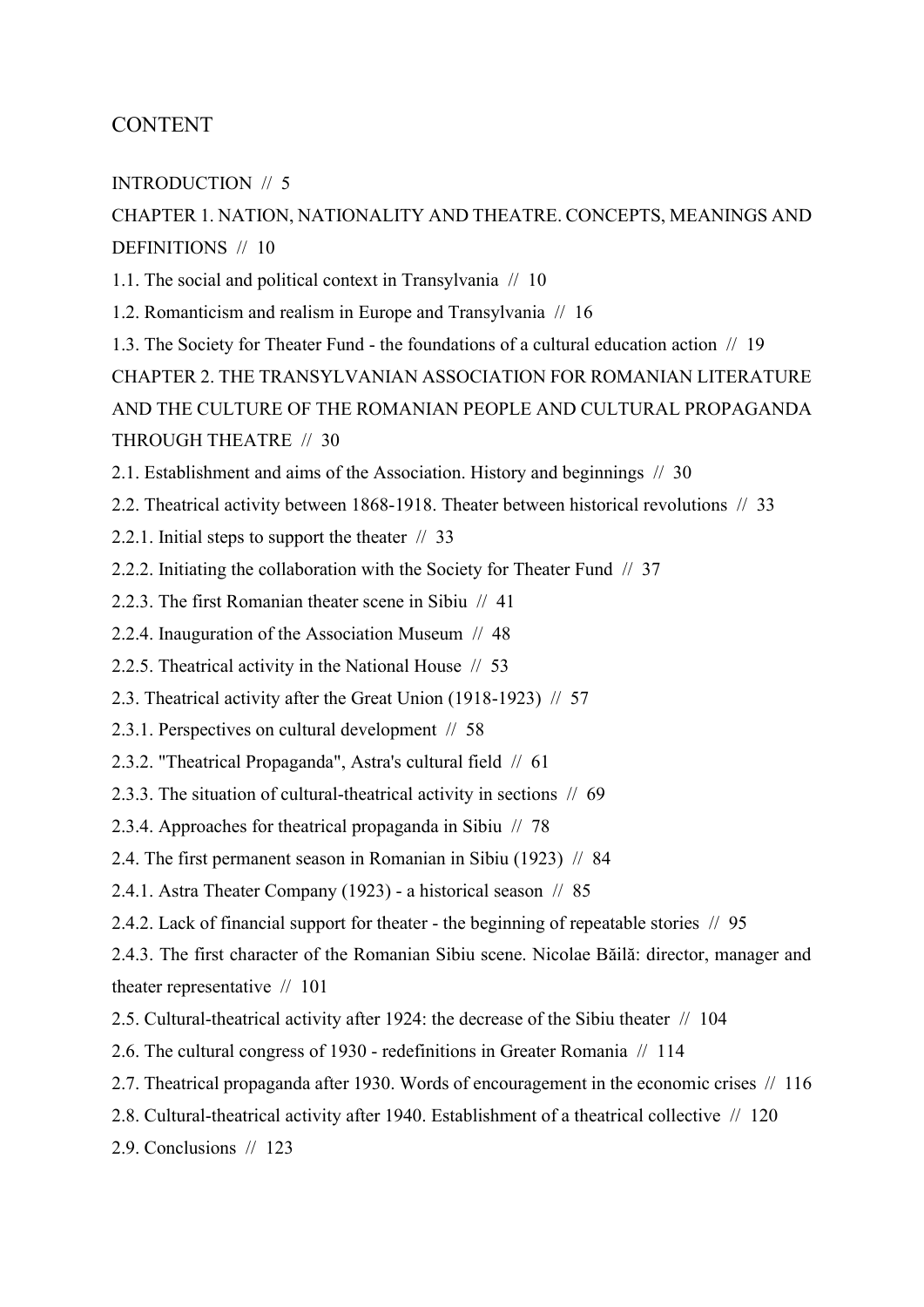# CONTENT

INTRODUCTION // 5

CHAPTER 1. NATION, NATIONALITY AND THEATRE. CONCEPTS, MEANINGS AND DEFINITIONS // 10

1.1. The social and political context in Transylvania // 10

1.2. Romanticism and realism in Europe and Transylvania // 16

1.3. The Society for Theater Fund - the foundations of a cultural education action // 19

CHAPTER 2. THE TRANSYLVANIAN ASSOCIATION FOR ROMANIAN LITERATURE AND THE CULTURE OF THE ROMANIAN PEOPLE AND CULTURAL PROPAGANDA THROUGH THEATRE // 30

2.1. Establishment and aims of the Association. History and beginnings // 30

2.2. Theatrical activity between 1868-1918. Theater between historical revolutions // 33

2.2.1. Initial steps to support the theater // 33

2.2.2. Initiating the collaboration with the Society for Theater Fund // 37

2.2.3. The first Romanian theater scene in Sibiu // 41

2.2.4. Inauguration of the Association Museum // 48

2.2.5. Theatrical activity in the National House // 53

2.3. Theatrical activity after the Great Union (1918-1923) // 57

2.3.1. Perspectives on cultural development // 58

2.3.2. "Theatrical Propaganda", Astra's cultural field // 61

2.3.3. The situation of cultural-theatrical activity in sections // 69

2.3.4. Approaches for theatrical propaganda in Sibiu // 78

2.4. The first permanent season in Romanian in Sibiu (1923) // 84

2.4.1. Astra Theater Company (1923) - a historical season // 85

2.4.2. Lack of financial support for theater - the beginning of repeatable stories // 95

2.4.3. The first character of the Romanian Sibiu scene. Nicolae Băilă: director, manager and theater representative // 101

2.5. Cultural-theatrical activity after 1924: the decrease of the Sibiu theater // 104

2.6. The cultural congress of 1930 - redefinitions in Greater Romania // 114

2.7. Theatrical propaganda after 1930. Words of encouragement in the economic crises // 116

2.8. Cultural-theatrical activity after 1940. Establishment of a theatrical collective // 120

2.9. Conclusions // 123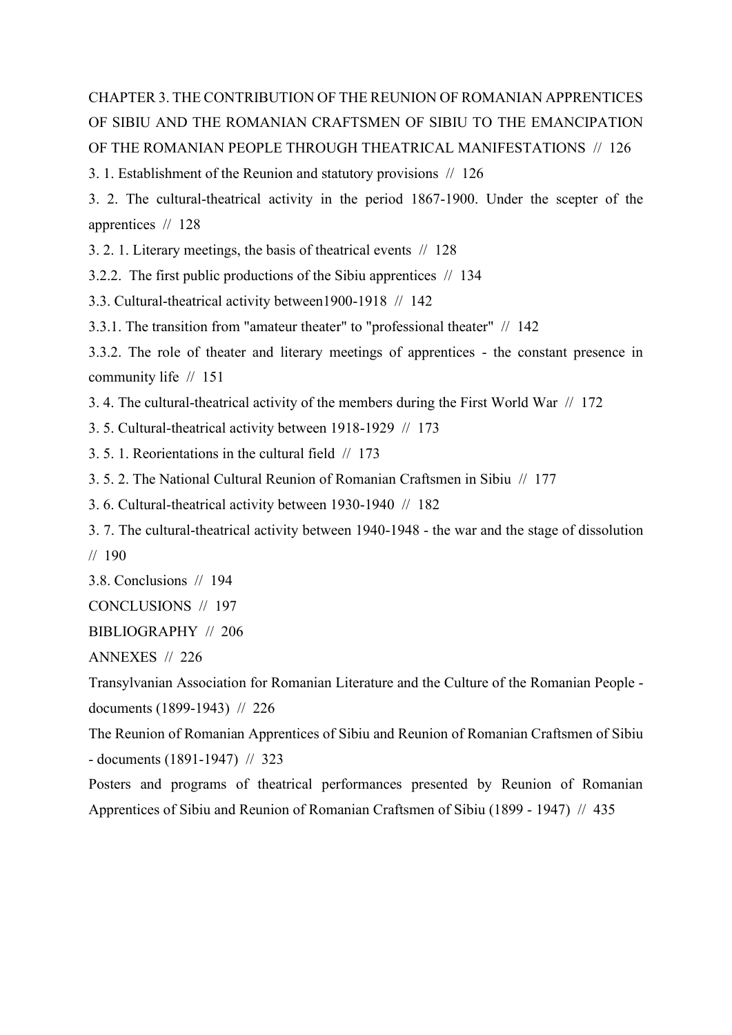CHAPTER 3. THE CONTRIBUTION OF THE REUNION OF ROMANIAN APPRENTICES OF SIBIU AND THE ROMANIAN CRAFTSMEN OF SIBIU TO THE EMANCIPATION OF THE ROMANIAN PEOPLE THROUGH THEATRICAL MANIFESTATIONS // 126

3. 1. Establishment of the Reunion and statutory provisions // 126

3. 2. The cultural-theatrical activity in the period 1867-1900. Under the scepter of the apprentices // 128

3. 2. 1. Literary meetings, the basis of theatrical events // 128

3.2.2. The first public productions of the Sibiu apprentices // 134

3.3. Cultural-theatrical activity between1900-1918 // 142

3.3.1. The transition from "amateur theater" to "professional theater" // 142

3.3.2. The role of theater and literary meetings of apprentices - the constant presence in community life // 151

3. 4. The cultural-theatrical activity of the members during the First World War // 172

3. 5. Cultural-theatrical activity between 1918-1929 // 173

3. 5. 1. Reorientations in the cultural field // 173

3. 5. 2. The National Cultural Reunion of Romanian Craftsmen in Sibiu // 177

3. 6. Cultural-theatrical activity between 1930-1940 // 182

3. 7. The cultural-theatrical activity between 1940-1948 - the war and the stage of dissolution // 190

3.8. Conclusions // 194

CONCLUSIONS // 197

BIBLIOGRAPHY // 206

ANNEXES // 226

Transylvanian Association for Romanian Literature and the Culture of the Romanian People - documents (1899-1943) // 226

The Reunion of Romanian Apprentices of Sibiu and Reunion of Romanian Craftsmen of Sibiu - documents (1891-1947) // 323

Posters and programs of theatrical performances presented by Reunion of Romanian Apprentices of Sibiu and Reunion of Romanian Craftsmen of Sibiu (1899 - 1947) // 435